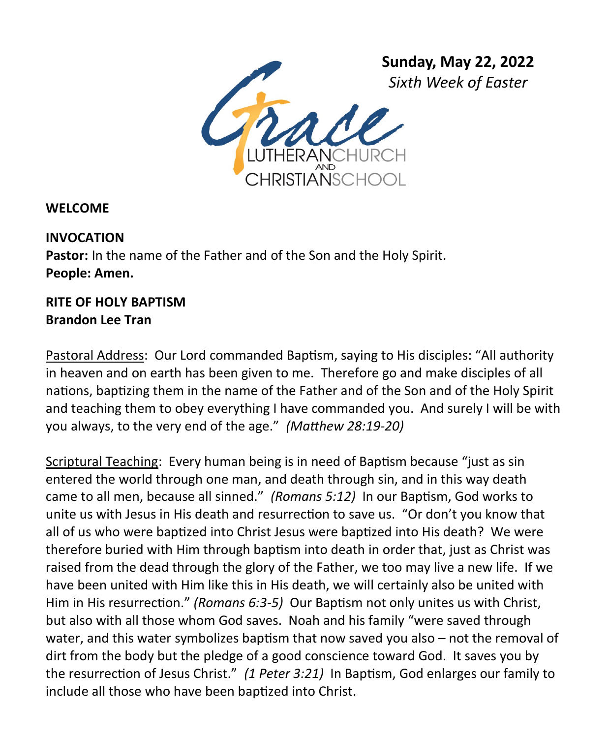**Sunday, May 22, 2022**
*Sixth Week of Easter*

Grace LUTHERAN CHURCH AND CHRISTIAN SCHOOL

**WELCOME**

**INVOCATION**
**Pastor:** In the name of the Father and of the Son and the Holy Spirit.
**People: Amen.**

**RITE OF HOLY BAPTISM**
**Brandon Lee Tran**

Pastoral Address: Our Lord commanded Baptism, saying to His disciples: "All authority in heaven and on earth has been given to me. Therefore go and make disciples of all nations, baptizing them in the name of the Father and of the Son and of the Holy Spirit and teaching them to obey everything I have commanded you. And surely I will be with you always, to the very end of the age." *(Matthew 28:19-20)*

Scriptural Teaching: Every human being is in need of Baptism because "just as sin entered the world through one man, and death through sin, and in this way death came to all men, because all sinned." *(Romans 5:12)* In our Baptism, God works to unite us with Jesus in His death and resurrection to save us. "Or don't you know that all of us who were baptized into Christ Jesus were baptized into His death? We were therefore buried with Him through baptism into death in order that, just as Christ was raised from the dead through the glory of the Father, we too may live a new life. If we have been united with Him like this in His death, we will certainly also be united with Him in His resurrection." *(Romans 6:3-5)* Our Baptism not only unites us with Christ, but also with all those whom God saves. Noah and his family "were saved through water, and this water symbolizes baptism that now saved you also – not the removal of dirt from the body but the pledge of a good conscience toward God. It saves you by the resurrection of Jesus Christ." *(1 Peter 3:21)* In Baptism, God enlarges our family to include all those who have been baptized into Christ.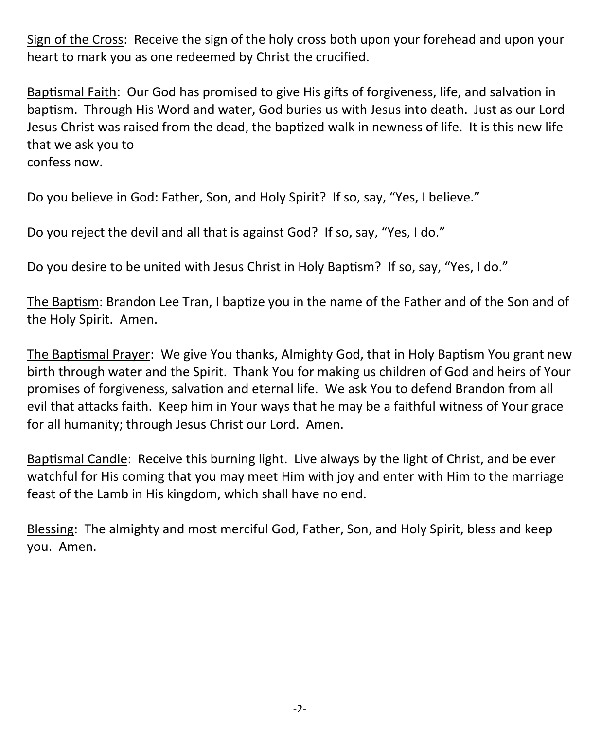<u>Sign of the Cross</u>: Receive the sign of the holy cross both upon your forehead and upon your heart to mark you as one redeemed by Christ the crucified.

<u>Baptismal Faith</u>: Our God has promised to give His gifts of forgiveness, life, and salvation in baptism. Through His Word and water, God buries us with Jesus into death. Just as our Lord Jesus Christ was raised from the dead, the baptized walk in newness of life. It is this new life that we ask you to
confess now.

Do you believe in God: Father, Son, and Holy Spirit? If so, say, "Yes, I believe."

Do you reject the devil and all that is against God? If so, say, "Yes, I do."

Do you desire to be united with Jesus Christ in Holy Baptism? If so, say, "Yes, I do."

<u>The Baptism</u>: Brandon Lee Tran, I baptize you in the name of the Father and of the Son and of the Holy Spirit. Amen.

<u>The Baptismal Prayer</u>: We give You thanks, Almighty God, that in Holy Baptism You grant new birth through water and the Spirit. Thank You for making us children of God and heirs of Your promises of forgiveness, salvation and eternal life. We ask You to defend Brandon from all evil that attacks faith. Keep him in Your ways that he may be a faithful witness of Your grace for all humanity; through Jesus Christ our Lord. Amen.

<u>Baptismal Candle</u>: Receive this burning light. Live always by the light of Christ, and be ever watchful for His coming that you may meet Him with joy and enter with Him to the marriage feast of the Lamb in His kingdom, which shall have no end.

<u>Blessing</u>: The almighty and most merciful God, Father, Son, and Holy Spirit, bless and keep you. Amen.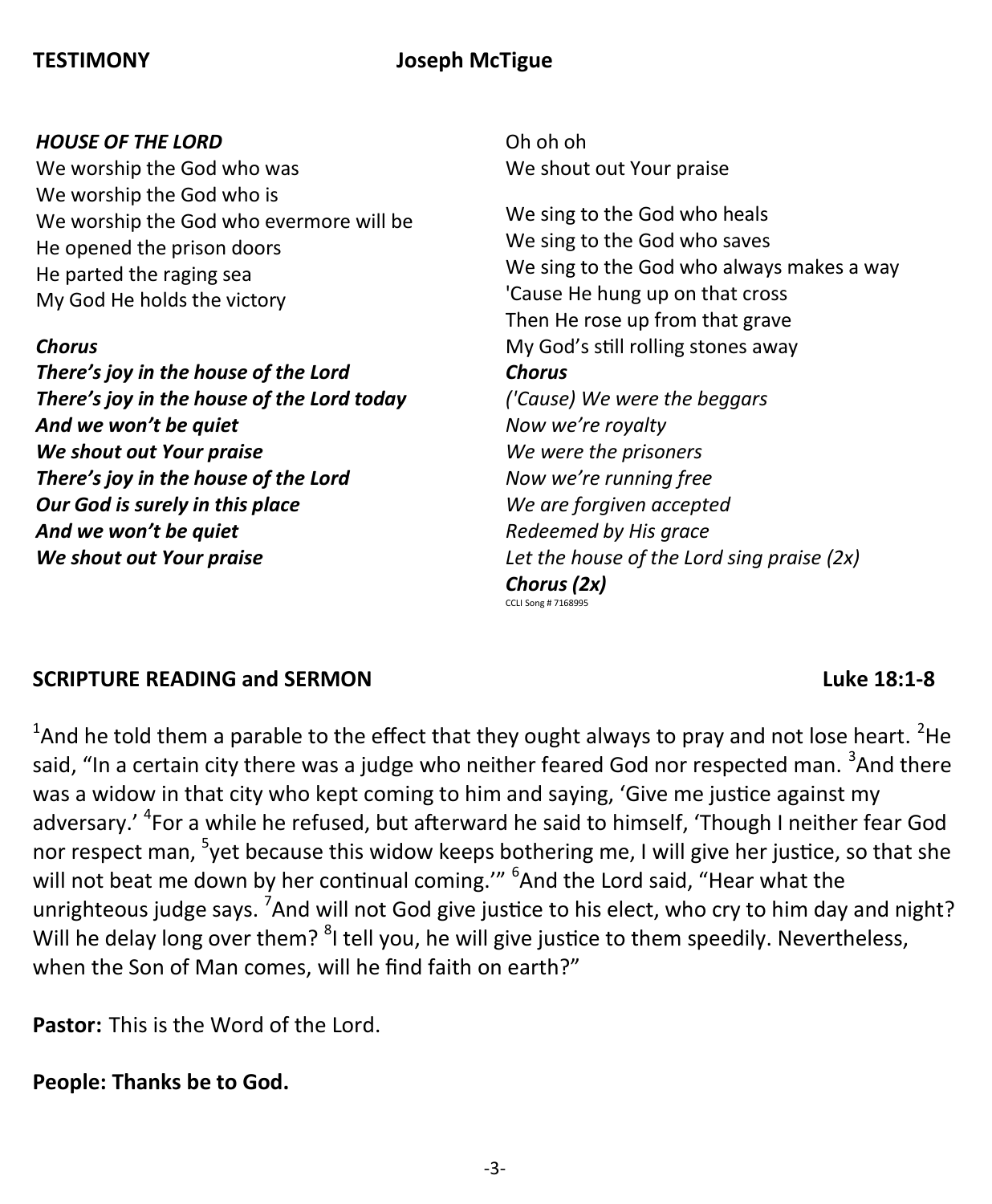**TESTIMONY** **Joseph McTigue**

***HOUSE OF THE LORD***

We worship the God who was
We worship the God who is
We worship the God who evermore will be
He opened the prison doors
He parted the raging sea
My God He holds the victory

***Chorus***

***There's joy in the house of the Lord***
***There's joy in the house of the Lord today***
***And we won't be quiet***
***We shout out Your praise***
***There's joy in the house of the Lord***
***Our God is surely in this place***
***And we won't be quiet***
***We shout out Your praise***

Oh oh oh
We shout out Your praise

We sing to the God who heals
We sing to the God who saves
We sing to the God who always makes a way
'Cause He hung up on that cross
Then He rose up from that grave
My God's still rolling stones away

***Chorus***

*('Cause) We were the beggars*
*Now we're royalty*
*We were the prisoners*
*Now we're running free*
*We are forgiven accepted*
*Redeemed by His grace*
*Let the house of the Lord sing praise (2x)*

***Chorus (2x)***

CCLI Song # 7168995

## SCRIPTURE READING and SERMON Luke 18:1-8

[1]And he told them a parable to the effect that they ought always to pray and not lose heart. [2]He said, "In a certain city there was a judge who neither feared God nor respected man. [3]And there was a widow in that city who kept coming to him and saying, 'Give me justice against my adversary.' [4]For a while he refused, but afterward he said to himself, 'Though I neither fear God nor respect man, [5]yet because this widow keeps bothering me, I will give her justice, so that she will not beat me down by her continual coming.'" [6]And the Lord said, "Hear what the unrighteous judge says. [7]And will not God give justice to his elect, who cry to him day and night? Will he delay long over them? [8]I tell you, he will give justice to them speedily. Nevertheless, when the Son of Man comes, will he find faith on earth?"

**Pastor:** This is the Word of the Lord.

**People: Thanks be to God.**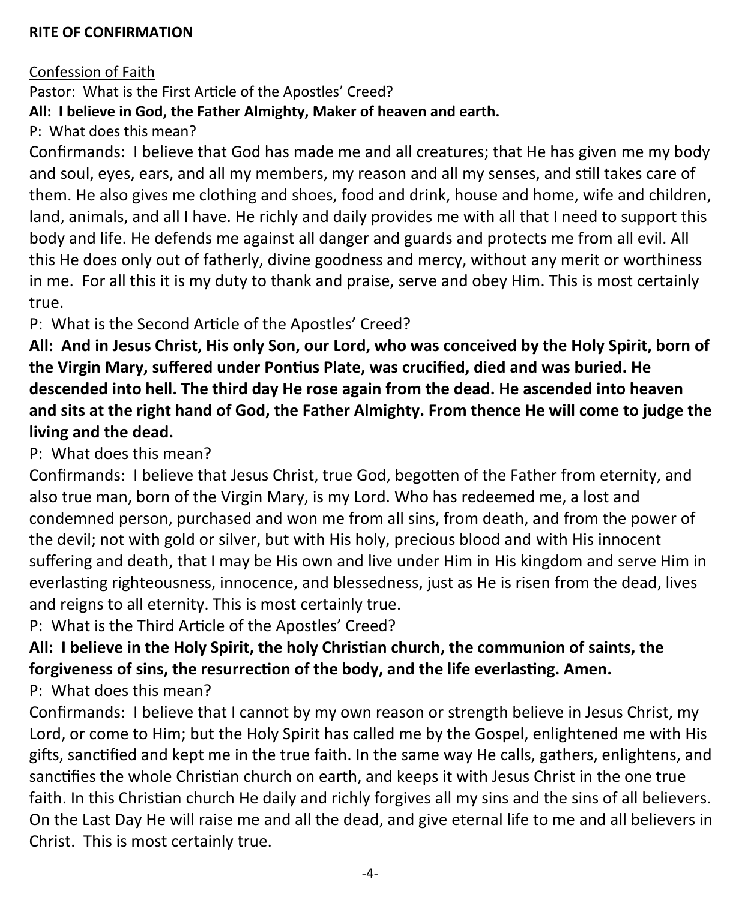**RITE OF CONFIRMATION**

Confession of Faith

Pastor: What is the First Article of the Apostles' Creed?

**All: I believe in God, the Father Almighty, Maker of heaven and earth.**

P: What does this mean?

Confirmands: I believe that God has made me and all creatures; that He has given me my body and soul, eyes, ears, and all my members, my reason and all my senses, and still takes care of them. He also gives me clothing and shoes, food and drink, house and home, wife and children, land, animals, and all I have. He richly and daily provides me with all that I need to support this body and life. He defends me against all danger and guards and protects me from all evil. All this He does only out of fatherly, divine goodness and mercy, without any merit or worthiness in me. For all this it is my duty to thank and praise, serve and obey Him. This is most certainly true.

P: What is the Second Article of the Apostles' Creed?

**All: And in Jesus Christ, His only Son, our Lord, who was conceived by the Holy Spirit, born of the Virgin Mary, suffered under Pontius Plate, was crucified, died and was buried. He descended into hell. The third day He rose again from the dead. He ascended into heaven and sits at the right hand of God, the Father Almighty. From thence He will come to judge the living and the dead.**

P: What does this mean?

Confirmands: I believe that Jesus Christ, true God, begotten of the Father from eternity, and also true man, born of the Virgin Mary, is my Lord. Who has redeemed me, a lost and condemned person, purchased and won me from all sins, from death, and from the power of the devil; not with gold or silver, but with His holy, precious blood and with His innocent suffering and death, that I may be His own and live under Him in His kingdom and serve Him in everlasting righteousness, innocence, and blessedness, just as He is risen from the dead, lives and reigns to all eternity. This is most certainly true.

P: What is the Third Article of the Apostles' Creed?

**All: I believe in the Holy Spirit, the holy Christian church, the communion of saints, the forgiveness of sins, the resurrection of the body, and the life everlasting. Amen.**

P: What does this mean?

Confirmands: I believe that I cannot by my own reason or strength believe in Jesus Christ, my Lord, or come to Him; but the Holy Spirit has called me by the Gospel, enlightened me with His gifts, sanctified and kept me in the true faith. In the same way He calls, gathers, enlightens, and sanctifies the whole Christian church on earth, and keeps it with Jesus Christ in the one true faith. In this Christian church He daily and richly forgives all my sins and the sins of all believers. On the Last Day He will raise me and all the dead, and give eternal life to me and all believers in Christ. This is most certainly true.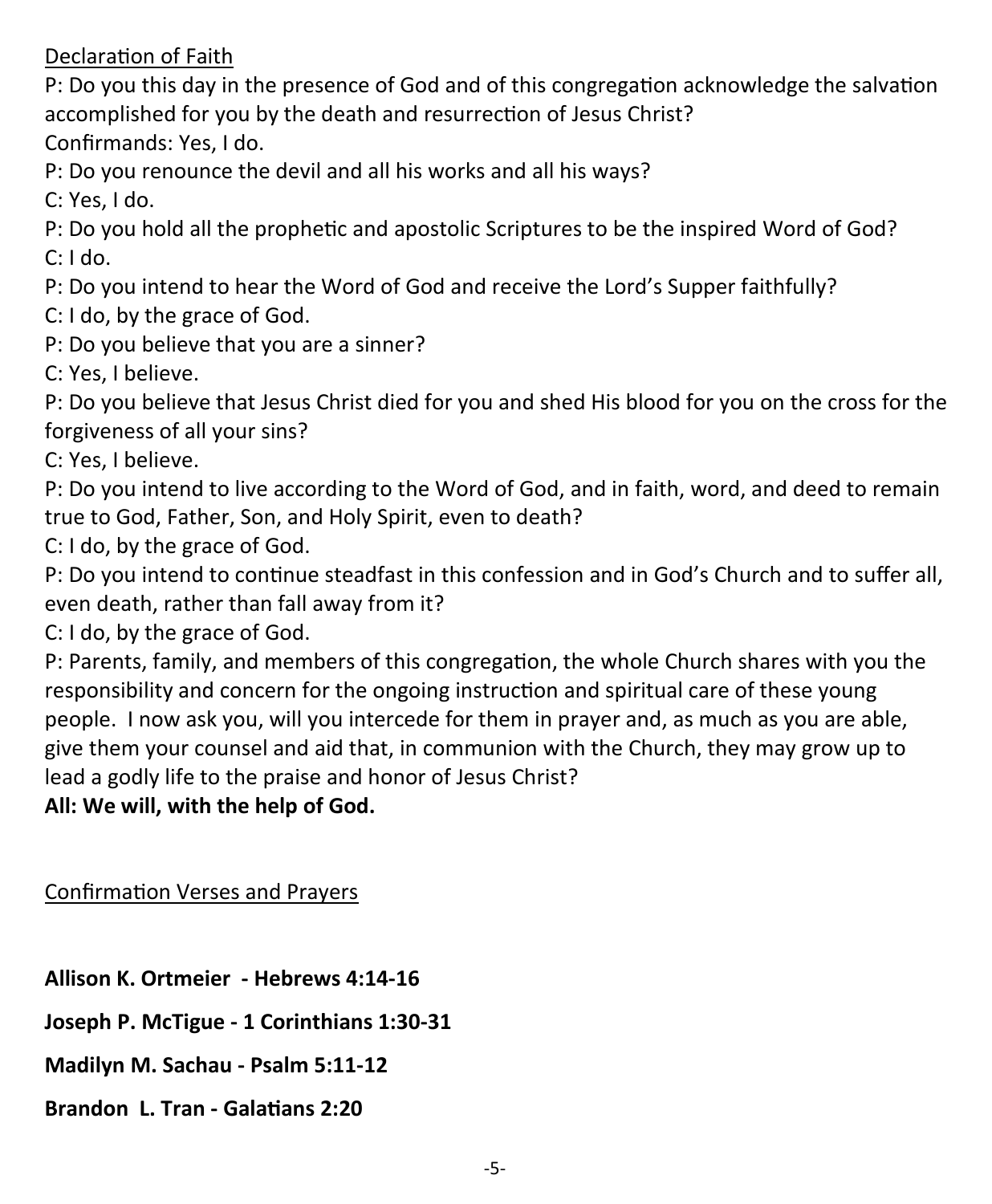Declaration of Faith

P: Do you this day in the presence of God and of this congregation acknowledge the salvation accomplished for you by the death and resurrection of Jesus Christ?

Confirmands: Yes, I do.

P: Do you renounce the devil and all his works and all his ways?

C: Yes, I do.

P: Do you hold all the prophetic and apostolic Scriptures to be the inspired Word of God?

C: I do.

P: Do you intend to hear the Word of God and receive the Lord's Supper faithfully?

C: I do, by the grace of God.

P: Do you believe that you are a sinner?

C: Yes, I believe.

P: Do you believe that Jesus Christ died for you and shed His blood for you on the cross for the forgiveness of all your sins?

C: Yes, I believe.

P: Do you intend to live according to the Word of God, and in faith, word, and deed to remain true to God, Father, Son, and Holy Spirit, even to death?

C: I do, by the grace of God.

P: Do you intend to continue steadfast in this confession and in God's Church and to suffer all, even death, rather than fall away from it?

C: I do, by the grace of God.

P: Parents, family, and members of this congregation, the whole Church shares with you the responsibility and concern for the ongoing instruction and spiritual care of these young people. I now ask you, will you intercede for them in prayer and, as much as you are able, give them your counsel and aid that, in communion with the Church, they may grow up to lead a godly life to the praise and honor of Jesus Christ?

**All: We will, with the help of God.**

Confirmation Verses and Prayers

**Allison K. Ortmeier - Hebrews 4:14-16**

**Joseph P. McTigue - 1 Corinthians 1:30-31**

**Madilyn M. Sachau - Psalm 5:11-12**

**Brandon L. Tran - Galatians 2:20**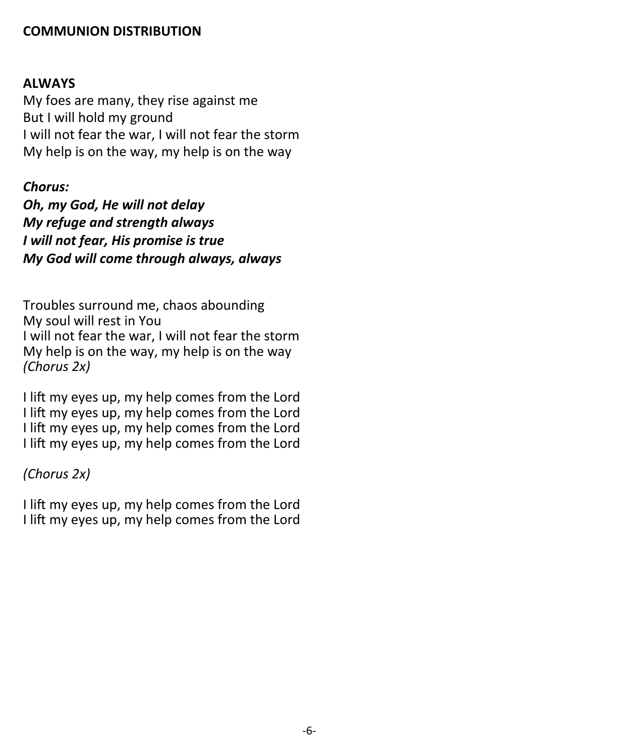## COMMUNION DISTRIBUTION

### ALWAYS

My foes are many, they rise against me
But I will hold my ground
I will not fear the war, I will not fear the storm
My help is on the way, my help is on the way

***Chorus:***
***Oh, my God, He will not delay***
***My refuge and strength always***
***I will not fear, His promise is true***
***My God will come through always, always***

Troubles surround me, chaos abounding
My soul will rest in You
I will not fear the war, I will not fear the storm
My help is on the way, my help is on the way
*(Chorus 2x)*

I lift my eyes up, my help comes from the Lord
I lift my eyes up, my help comes from the Lord
I lift my eyes up, my help comes from the Lord
I lift my eyes up, my help comes from the Lord

*(Chorus 2x)*

I lift my eyes up, my help comes from the Lord
I lift my eyes up, my help comes from the Lord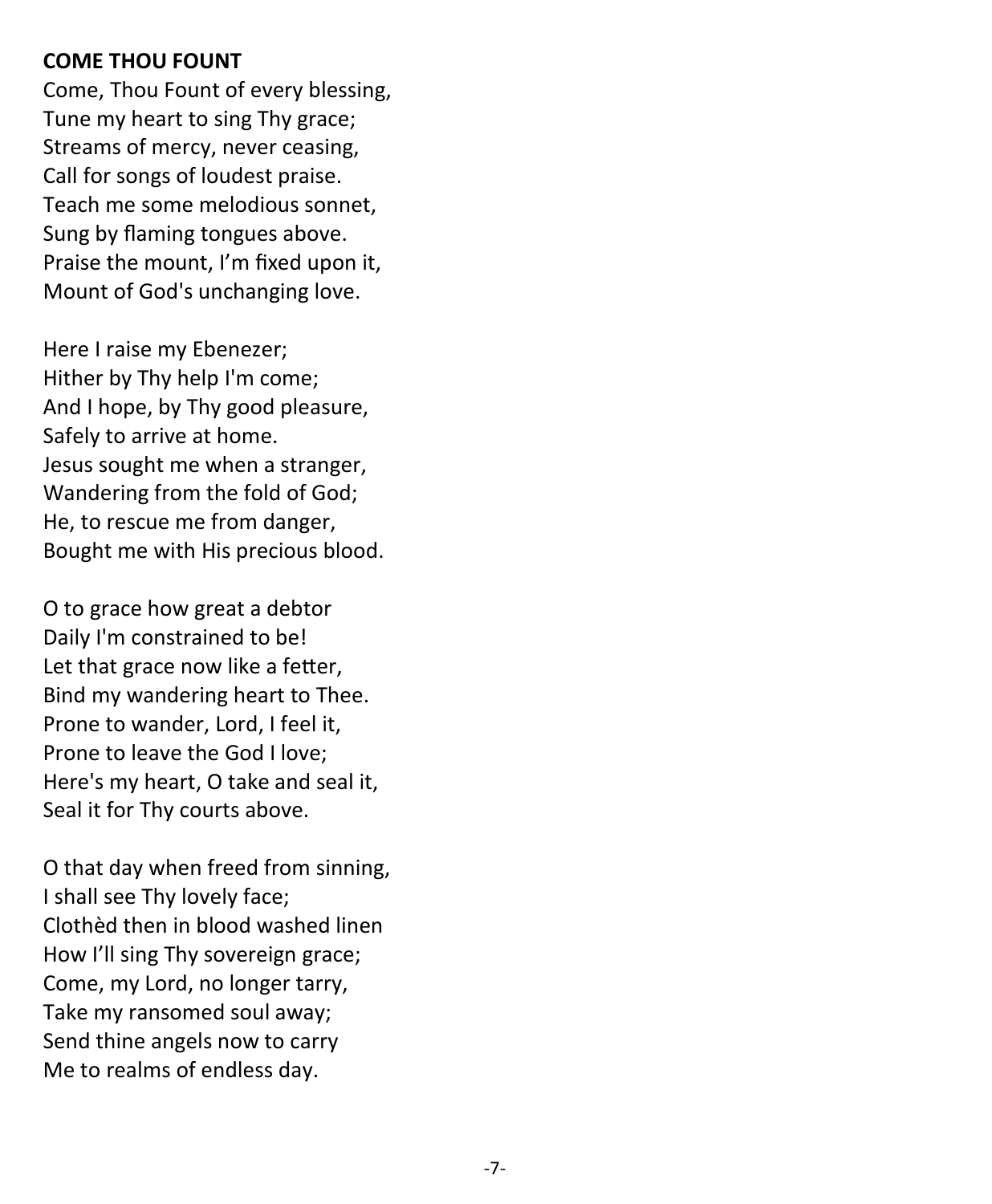**COME THOU FOUNT**

Come, Thou Fount of every blessing,
Tune my heart to sing Thy grace;
Streams of mercy, never ceasing,
Call for songs of loudest praise.
Teach me some melodious sonnet,
Sung by flaming tongues above.
Praise the mount, I'm fixed upon it,
Mount of God's unchanging love.

Here I raise my Ebenezer;
Hither by Thy help I'm come;
And I hope, by Thy good pleasure,
Safely to arrive at home.
Jesus sought me when a stranger,
Wandering from the fold of God;
He, to rescue me from danger,
Bought me with His precious blood.

O to grace how great a debtor
Daily I'm constrained to be!
Let that grace now like a fetter,
Bind my wandering heart to Thee.
Prone to wander, Lord, I feel it,
Prone to leave the God I love;
Here's my heart, O take and seal it,
Seal it for Thy courts above.

O that day when freed from sinning,
I shall see Thy lovely face;
Clothèd then in blood washed linen
How I'll sing Thy sovereign grace;
Come, my Lord, no longer tarry,
Take my ransomed soul away;
Send thine angels now to carry
Me to realms of endless day.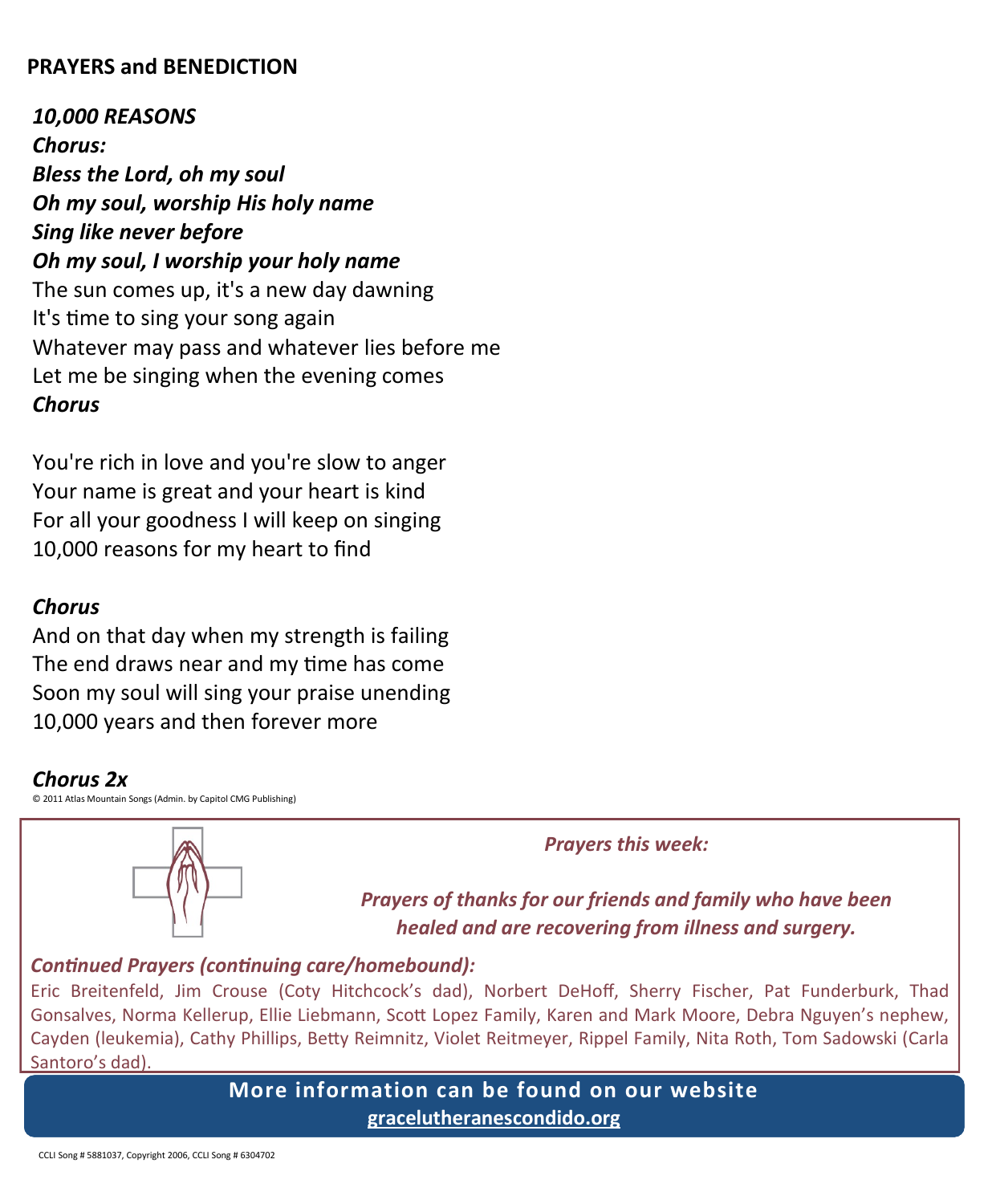## PRAYERS and BENEDICTION

***10,000 REASONS***
***Chorus:***
***Bless the Lord, oh my soul***
***Oh my soul, worship His holy name***
***Sing like never before***
***Oh my soul, I worship your holy name***
The sun comes up, it's a new day dawning
It's time to sing your song again
Whatever may pass and whatever lies before me
Let me be singing when the evening comes
***Chorus***

You're rich in love and you're slow to anger
Your name is great and your heart is kind
For all your goodness I will keep on singing
10,000 reasons for my heart to find

***Chorus***
And on that day when my strength is failing
The end draws near and my time has come
Soon my soul will sing your praise unending
10,000 years and then forever more

***Chorus 2x***
© 2011 Atlas Mountain Songs (Admin. by Capitol CMG Publishing)

***Prayers this week:***

***Prayers of thanks for our friends and family who have been healed and are recovering from illness and surgery.***

***Continued Prayers (continuing care/homebound):***
Eric Breitenfeld, Jim Crouse (Coty Hitchcock's dad), Norbert DeHoff, Sherry Fischer, Pat Funderburk, Thad Gonsalves, Norma Kellerup, Ellie Liebmann, Scott Lopez Family, Karen and Mark Moore, Debra Nguyen's nephew, Cayden (leukemia), Cathy Phillips, Betty Reimnitz, Violet Reitmeyer, Rippel Family, Nita Roth, Tom Sadowski (Carla Santoro's dad).

**More information can be found on our website**
**gracelutheranescondido.org**

CCLI Song # 5881037, Copyright 2006, CCLI Song # 6304702